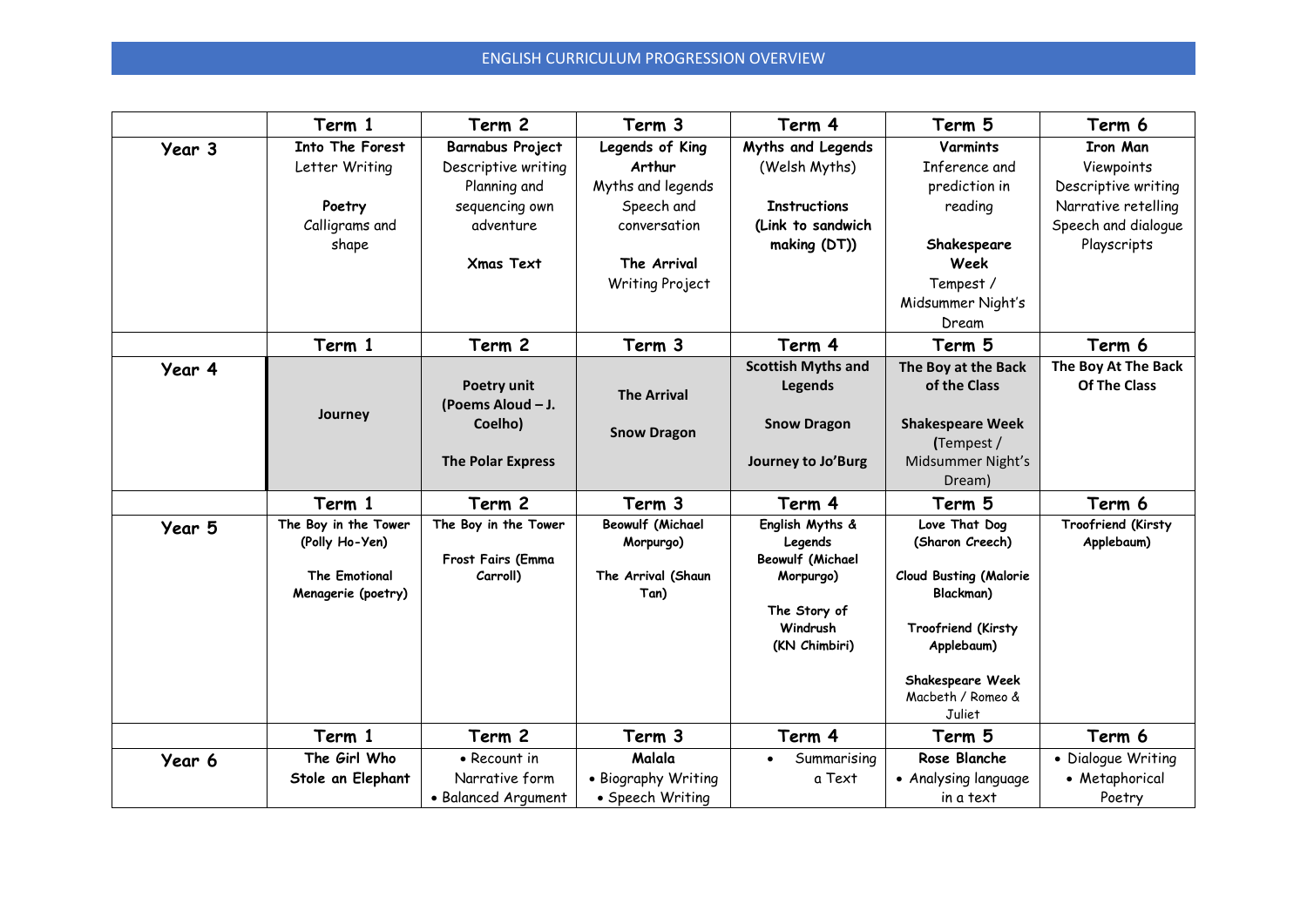# ENGLISH CURRICULUM PROGRESSION OVERVIEW

| | Term 1 | Term 2 | Term 3 | Term 4 | Term 5 | Term 6 |
|---|---|---|---|---|---|---|
| **Year 3** | **Into The Forest**<br>Letter Writing<br><br>**Poetry**<br>Calligrams and shape | **Barnabus Project**<br>Descriptive writing<br>Planning and sequencing own adventure<br><br>**Xmas Text** | **Legends of King Arthur**<br>Myths and legends<br>Speech and conversation<br><br>**The Arrival**<br>Writing Project | **Myths and Legends**<br>(Welsh Myths)<br><br>**Instructions (Link to sandwich making (DT))** | **Varmints**<br>Inference and prediction in reading<br><br>**Shakespeare Week**<br>Tempest / Midsummer Night's Dream | **Iron Man**<br>Viewpoints<br>Descriptive writing<br>Narrative retelling<br>Speech and dialogue<br>Playscripts |
| | **Term 1** | **Term 2** | **Term 3** | **Term 4** | **Term 5** | **Term 6** |
| **Year 4** | **Journey** | **Poetry unit (Poems Aloud – J. Coelho)**<br><br>**The Polar Express** | **The Arrival**<br><br>**Snow Dragon** | **Scottish Myths and Legends**<br><br>**Snow Dragon**<br><br>**Journey to Jo'Burg** | **The Boy at the Back of the Class**<br><br>**Shakespeare Week (**Tempest / Midsummer Night's Dream) | **The Boy At The Back Of The Class** |
| | **Term 1** | **Term 2** | **Term 3** | **Term 4** | **Term 5** | **Term 6** |
| **Year 5** | **The Boy in the Tower (Polly Ho-Yen)**<br><br>**The Emotional Menagerie (poetry)** | **The Boy in the Tower**<br><br>**Frost Fairs (Emma Carroll)** | **Beowulf (Michael Morpurgo)**<br><br>**The Arrival (Shaun Tan)** | **English Myths & Legends**<br>**Beowulf (Michael Morpurgo)**<br><br>**The Story of Windrush (KN Chimbiri)** | **Love That Dog (Sharon Creech)**<br><br>**Cloud Busting (Malorie Blackman)**<br><br>**Troofriend (Kirsty Applebaum)**<br><br>**Shakespeare Week**<br>Macbeth / Romeo & Juliet | **Troofriend (Kirsty Applebaum)** |
| | **Term 1** | **Term 2** | **Term 3** | **Term 4** | **Term 5** | **Term 6** |
| **Year 6** | **The Girl Who Stole an Elephant** | • Recount in Narrative form<br>• Balanced Argument | **Malala**<br>• Biography Writing<br>• Speech Writing | • Summarising a Text | **Rose Blanche**<br>• Analysing language in a text | • Dialogue Writing<br>• Metaphorical Poetry |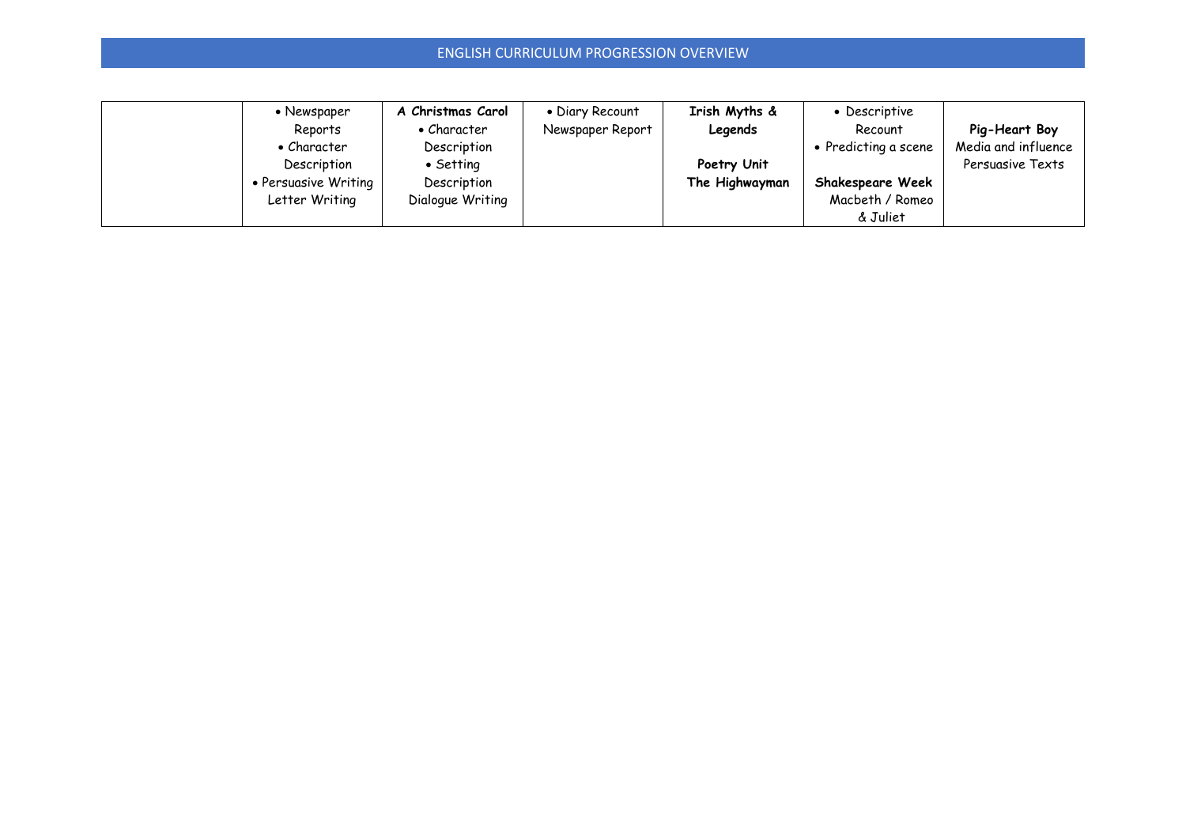# ENGLISH CURRICULUM PROGRESSION OVERVIEW

| | | | | | | |
|---|---|---|---|---|---|---|
| | • Newspaper Reports<br>• Character Description<br>• Persuasive Writing<br>Letter Writing | ***A Christmas Carol***<br>• Character Description<br>• Setting Description<br>Dialogue Writing | • Diary Recount<br>Newspaper Report | **Irish Myths & Legends**<br><br>**Poetry Unit**<br>**The Highwayman** | • Descriptive Recount<br>• Predicting a scene<br><br>**Shakespeare Week**<br>Macbeth / Romeo & Juliet | **Pig-Heart Boy**<br>Media and influence<br>Persuasive Texts |